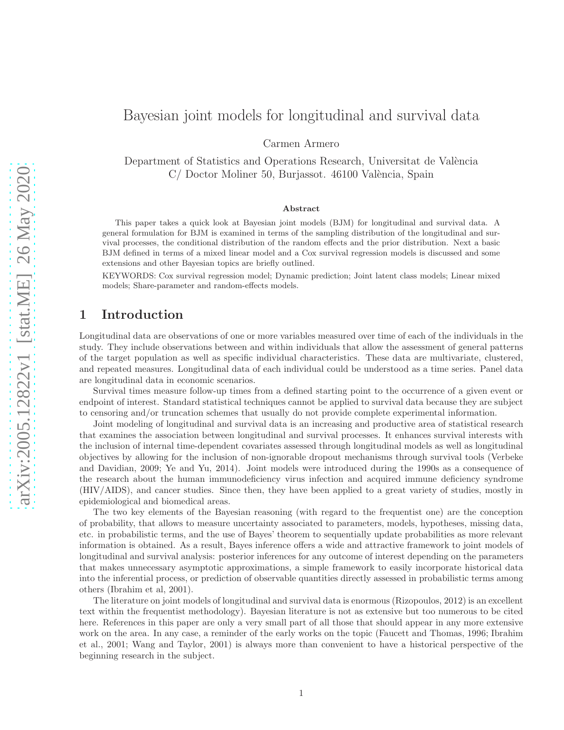# Bayesian joint models for longitudinal and survival data

Carmen Armero

Department of Statistics and Operations Research, Universitat de València
C/ Doctor Moliner 50, Burjassot. 46100 València, Spain

### Abstract

This paper takes a quick look at Bayesian joint models (BJM) for longitudinal and survival data. A general formulation for BJM is examined in terms of the sampling distribution of the longitudinal and survival processes, the conditional distribution of the random effects and the prior distribution. Next a basic BJM defined in terms of a mixed linear model and a Cox survival regression models is discussed and some extensions and other Bayesian topics are briefly outlined.

KEYWORDS: Cox survival regression model; Dynamic prediction; Joint latent class models; Linear mixed models; Share-parameter and random-effects models.

## 1 Introduction

Longitudinal data are observations of one or more variables measured over time of each of the individuals in the study. They include observations between and within individuals that allow the assessment of general patterns of the target population as well as specific individual characteristics. These data are multivariate, clustered, and repeated measures. Longitudinal data of each individual could be understood as a time series. Panel data are longitudinal data in economic scenarios.

Survival times measure follow-up times from a defined starting point to the occurrence of a given event or endpoint of interest. Standard statistical techniques cannot be applied to survival data because they are subject to censoring and/or truncation schemes that usually do not provide complete experimental information.

Joint modeling of longitudinal and survival data is an increasing and productive area of statistical research that examines the association between longitudinal and survival processes. It enhances survival interests with the inclusion of internal time-dependent covariates assessed through longitudinal models as well as longitudinal objectives by allowing for the inclusion of non-ignorable dropout mechanisms through survival tools (Verbeke and Davidian, 2009; Ye and Yu, 2014). Joint models were introduced during the 1990s as a consequence of the research about the human immunodeficiency virus infection and acquired immune deficiency syndrome (HIV/AIDS), and cancer studies. Since then, they have been applied to a great variety of studies, mostly in epidemiological and biomedical areas.

The two key elements of the Bayesian reasoning (with regard to the frequentist one) are the conception of probability, that allows to measure uncertainty associated to parameters, models, hypotheses, missing data, etc. in probabilistic terms, and the use of Bayes' theorem to sequentially update probabilities as more relevant information is obtained. As a result, Bayes inference offers a wide and attractive framework to joint models of longitudinal and survival analysis: posterior inferences for any outcome of interest depending on the parameters that makes unnecessary asymptotic approximations, a simple framework to easily incorporate historical data into the inferential process, or prediction of observable quantities directly assessed in probabilistic terms among others (Ibrahim et al, 2001).

The literature on joint models of longitudinal and survival data is enormous (Rizopoulos, 2012) is an excellent text within the frequentist methodology). Bayesian literature is not as extensive but too numerous to be cited here. References in this paper are only a very small part of all those that should appear in any more extensive work on the area. In any case, a reminder of the early works on the topic (Faucett and Thomas, 1996; Ibrahim et al., 2001; Wang and Taylor, 2001) is always more than convenient to have a historical perspective of the beginning research in the subject.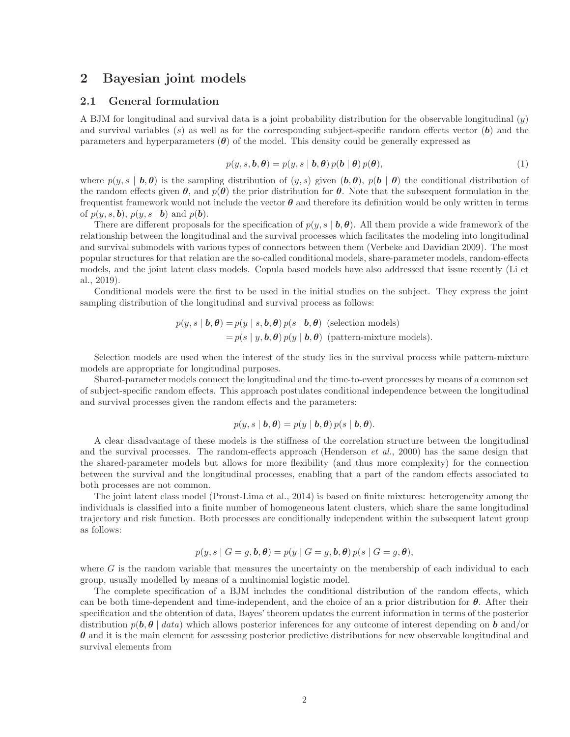## 2 Bayesian joint models

### 2.1 General formulation

A BJM for longitudinal and survival data is a joint probability distribution for the observable longitudinal ($y$) and survival variables ($s$) as well as for the corresponding subject-specific random effects vector ($\boldsymbol{b}$) and the parameters and hyperparameters ($\boldsymbol{\theta}$) of the model. This density could be generally expressed as

$$p(y, s, \boldsymbol{b}, \boldsymbol{\theta}) = p(y, s \mid \boldsymbol{b}, \boldsymbol{\theta})\, p(\boldsymbol{b} \mid \boldsymbol{\theta})\, p(\boldsymbol{\theta}), \tag{1}$$

where $p(y, s \mid \boldsymbol{b}, \boldsymbol{\theta})$ is the sampling distribution of $(y, s)$ given $(\boldsymbol{b}, \boldsymbol{\theta})$, $p(\boldsymbol{b} \mid \boldsymbol{\theta})$ the conditional distribution of the random effects given $\boldsymbol{\theta}$, and $p(\boldsymbol{\theta})$ the prior distribution for $\boldsymbol{\theta}$. Note that the subsequent formulation in the frequentist framework would not include the vector $\boldsymbol{\theta}$ and therefore its definition would be only written in terms of $p(y, s, \boldsymbol{b})$, $p(y, s \mid \boldsymbol{b})$ and $p(\boldsymbol{b})$.

There are different proposals for the specification of $p(y, s \mid \boldsymbol{b}, \boldsymbol{\theta})$. All them provide a wide framework of the relationship between the longitudinal and the survival processes which facilitates the modeling into longitudinal and survival submodels with various types of connectors between them (Verbeke and Davidian 2009). The most popular structures for that relation are the so-called conditional models, share-parameter models, random-effects models, and the joint latent class models. Copula based models have also addressed that issue recently (Li et al., 2019).

Conditional models were the first to be used in the initial studies on the subject. They express the joint sampling distribution of the longitudinal and survival process as follows:

$$\begin{aligned} p(y, s \mid \boldsymbol{b}, \boldsymbol{\theta}) &= p(y \mid s, \boldsymbol{b}, \boldsymbol{\theta})\, p(s \mid \boldsymbol{b}, \boldsymbol{\theta}) \ \ \text{(selection models)} \\ &= p(s \mid y, \boldsymbol{b}, \boldsymbol{\theta})\, p(y \mid \boldsymbol{b}, \boldsymbol{\theta}) \ \ \text{(pattern-mixture models).} \end{aligned}$$

Selection models are used when the interest of the study lies in the survival process while pattern-mixture models are appropriate for longitudinal purposes.

Shared-parameter models connect the longitudinal and the time-to-event processes by means of a common set of subject-specific random effects. This approach postulates conditional independence between the longitudinal and survival processes given the random effects and the parameters:

$$p(y, s \mid \boldsymbol{b}, \boldsymbol{\theta}) = p(y \mid \boldsymbol{b}, \boldsymbol{\theta})\, p(s \mid \boldsymbol{b}, \boldsymbol{\theta}).$$

A clear disadvantage of these models is the stiffness of the correlation structure between the longitudinal and the survival processes. The random-effects approach (Henderson *et al.*, 2000) has the same design that the shared-parameter models but allows for more flexibility (and thus more complexity) for the connection between the survival and the longitudinal processes, enabling that a part of the random effects associated to both processes are not common.

The joint latent class model (Proust-Lima et al., 2014) is based on finite mixtures: heterogeneity among the individuals is classified into a finite number of homogeneous latent clusters, which share the same longitudinal trajectory and risk function. Both processes are conditionally independent within the subsequent latent group as follows:

$$p(y, s \mid G = g, \boldsymbol{b}, \boldsymbol{\theta}) = p(y \mid G = g, \boldsymbol{b}, \boldsymbol{\theta})\, p(s \mid G = g, \boldsymbol{\theta}),$$

where $G$ is the random variable that measures the uncertainty on the membership of each individual to each group, usually modelled by means of a multinomial logistic model.

The complete specification of a BJM includes the conditional distribution of the random effects, which can be both time-dependent and time-independent, and the choice of an a prior distribution for $\boldsymbol{\theta}$. After their specification and the obtention of data, Bayes' theorem updates the current information in terms of the posterior distribution $p(\boldsymbol{b}, \boldsymbol{\theta} \mid data)$ which allows posterior inferences for any outcome of interest depending on $\boldsymbol{b}$ and/or $\boldsymbol{\theta}$ and it is the main element for assessing posterior predictive distributions for new observable longitudinal and survival elements from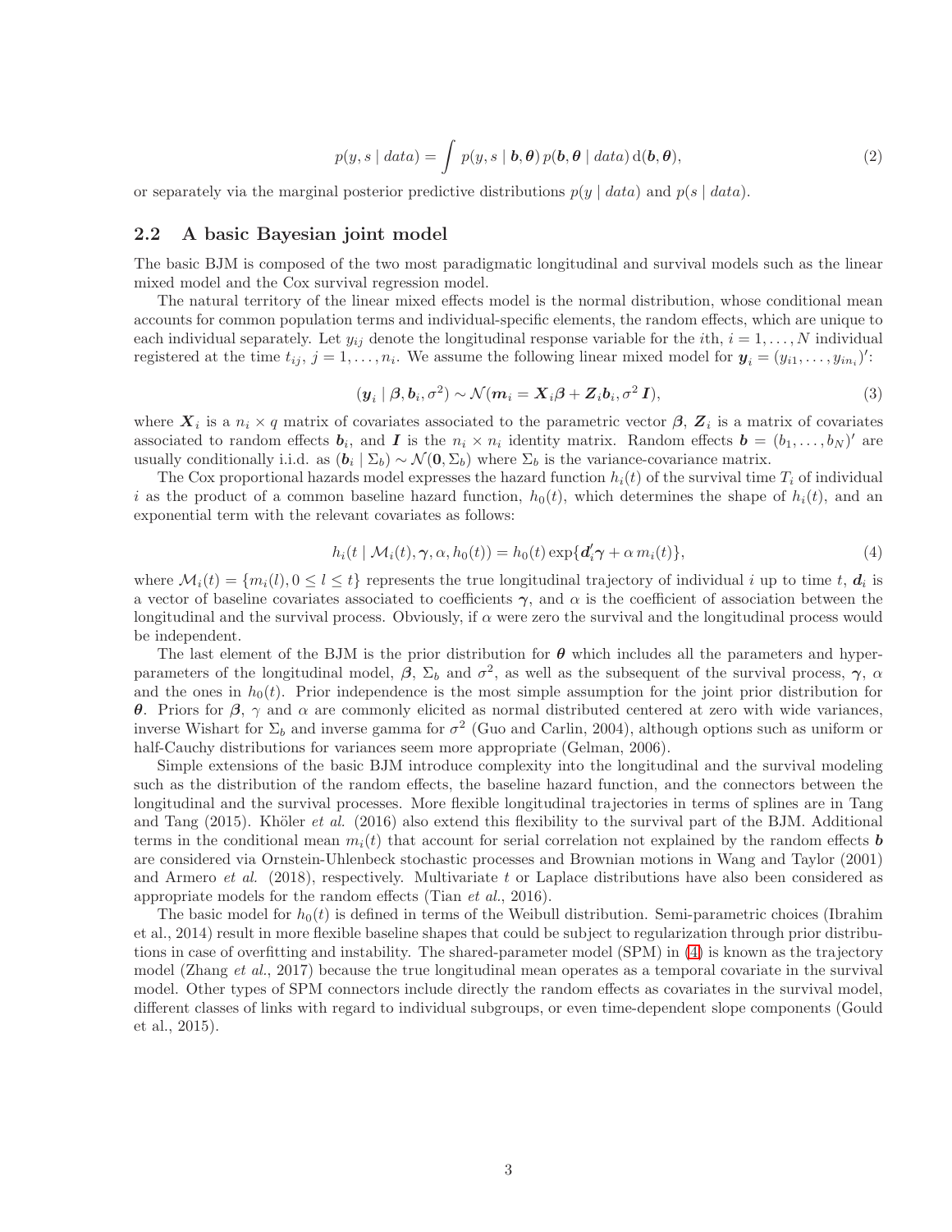$$p(y, s \mid data) = \int p(y, s \mid \boldsymbol{b}, \boldsymbol{\theta})\, p(\boldsymbol{b}, \boldsymbol{\theta} \mid data)\, \mathrm{d}(\boldsymbol{b}, \boldsymbol{\theta}), \tag{2}$$

or separately via the marginal posterior predictive distributions $p(y \mid data)$ and $p(s \mid data)$.

## 2.2 A basic Bayesian joint model

The basic BJM is composed of the two most paradigmatic longitudinal and survival models such as the linear mixed model and the Cox survival regression model.

The natural territory of the linear mixed effects model is the normal distribution, whose conditional mean accounts for common population terms and individual-specific elements, the random effects, which are unique to each individual separately. Let $y_{ij}$ denote the longitudinal response variable for the $i$th, $i = 1, \ldots, N$ individual registered at the time $t_{ij}$, $j = 1, \ldots, n_i$. We assume the following linear mixed model for $\boldsymbol{y}_i = (y_{i1}, \ldots, y_{in_i})'$:

$$(\boldsymbol{y}_i \mid \boldsymbol{\beta}, \boldsymbol{b}_i, \sigma^2) \sim \mathcal{N}(\boldsymbol{m}_i = \boldsymbol{X}_i \boldsymbol{\beta} + \boldsymbol{Z}_i \boldsymbol{b}_i, \sigma^2 \boldsymbol{I}), \tag{3}$$

where $\boldsymbol{X}_i$ is a $n_i \times q$ matrix of covariates associated to the parametric vector $\boldsymbol{\beta}$, $\boldsymbol{Z}_i$ is a matrix of covariates associated to random effects $\boldsymbol{b}_i$, and $\boldsymbol{I}$ is the $n_i \times n_i$ identity matrix. Random effects $\boldsymbol{b} = (b_1, \ldots, b_N)'$ are usually conditionally i.i.d. as $(\boldsymbol{b}_i \mid \Sigma_b) \sim \mathcal{N}(\boldsymbol{0}, \Sigma_b)$ where $\Sigma_b$ is the variance-covariance matrix.

The Cox proportional hazards model expresses the hazard function $h_i(t)$ of the survival time $T_i$ of individual $i$ as the product of a common baseline hazard function, $h_0(t)$, which determines the shape of $h_i(t)$, and an exponential term with the relevant covariates as follows:

$$h_i(t \mid \mathcal{M}_i(t), \boldsymbol{\gamma}, \alpha, h_0(t)) = h_0(t) \exp\{\boldsymbol{d}_i' \boldsymbol{\gamma} + \alpha\, m_i(t)\}, \tag{4}$$

where $\mathcal{M}_i(t) = \{m_i(l), 0 \leq l \leq t\}$ represents the true longitudinal trajectory of individual $i$ up to time $t$, $\boldsymbol{d}_i$ is a vector of baseline covariates associated to coefficients $\boldsymbol{\gamma}$, and $\alpha$ is the coefficient of association between the longitudinal and the survival process. Obviously, if $\alpha$ were zero the survival and the longitudinal process would be independent.

The last element of the BJM is the prior distribution for $\boldsymbol{\theta}$ which includes all the parameters and hyperparameters of the longitudinal model, $\boldsymbol{\beta}$, $\Sigma_b$ and $\sigma^2$, as well as the subsequent of the survival process, $\boldsymbol{\gamma}$, $\alpha$ and the ones in $h_0(t)$. Prior independence is the most simple assumption for the joint prior distribution for $\boldsymbol{\theta}$. Priors for $\boldsymbol{\beta}$, $\gamma$ and $\alpha$ are commonly elicited as normal distributed centered at zero with wide variances, inverse Wishart for $\Sigma_b$ and inverse gamma for $\sigma^2$ (Guo and Carlin, 2004), although options such as uniform or half-Cauchy distributions for variances seem more appropriate (Gelman, 2006).

Simple extensions of the basic BJM introduce complexity into the longitudinal and the survival modeling such as the distribution of the random effects, the baseline hazard function, and the connectors between the longitudinal and the survival processes. More flexible longitudinal trajectories in terms of splines are in Tang and Tang (2015). Khöler *et al.* (2016) also extend this flexibility to the survival part of the BJM. Additional terms in the conditional mean $m_i(t)$ that account for serial correlation not explained by the random effects $\boldsymbol{b}$ are considered via Ornstein-Uhlenbeck stochastic processes and Brownian motions in Wang and Taylor (2001) and Armero *et al.* (2018), respectively. Multivariate $t$ or Laplace distributions have also been considered as appropriate models for the random effects (Tian *et al.*, 2016).

The basic model for $h_0(t)$ is defined in terms of the Weibull distribution. Semi-parametric choices (Ibrahim et al., 2014) result in more flexible baseline shapes that could be subject to regularization through prior distributions in case of overfitting and instability. The shared-parameter model (SPM) in (4) is known as the trajectory model (Zhang *et al.*, 2017) because the true longitudinal mean operates as a temporal covariate in the survival model. Other types of SPM connectors include directly the random effects as covariates in the survival model, different classes of links with regard to individual subgroups, or even time-dependent slope components (Gould et al., 2015).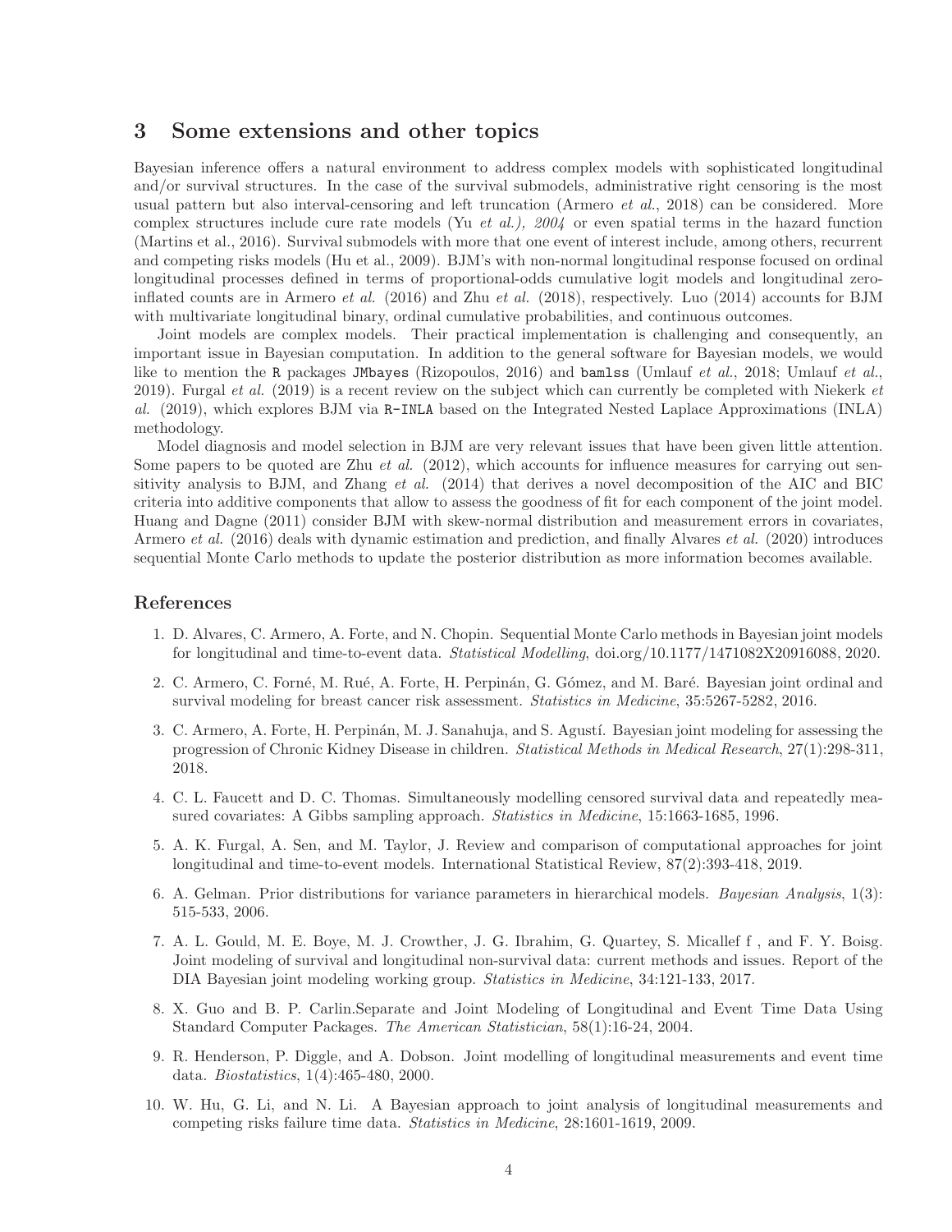## 3 Some extensions and other topics

Bayesian inference offers a natural environment to address complex models with sophisticated longitudinal and/or survival structures. In the case of the survival submodels, administrative right censoring is the most usual pattern but also interval-censoring and left truncation (Armero *et al.*, 2018) can be considered. More complex structures include cure rate models (Yu *et al.), 2004* or even spatial terms in the hazard function (Martins et al., 2016). Survival submodels with more that one event of interest include, among others, recurrent and competing risks models (Hu et al., 2009). BJM's with non-normal longitudinal response focused on ordinal longitudinal processes defined in terms of proportional-odds cumulative logit models and longitudinal zero-inflated counts are in Armero *et al.* (2016) and Zhu *et al.* (2018), respectively. Luo (2014) accounts for BJM with multivariate longitudinal binary, ordinal cumulative probabilities, and continuous outcomes.

Joint models are complex models. Their practical implementation is challenging and consequently, an important issue in Bayesian computation. In addition to the general software for Bayesian models, we would like to mention the R packages JMbayes (Rizopoulos, 2016) and bamlss (Umlauf *et al.*, 2018; Umlauf *et al.*, 2019). Furgal *et al.* (2019) is a recent review on the subject which can currently be completed with Niekerk *et al.* (2019), which explores BJM via R-INLA based on the Integrated Nested Laplace Approximations (INLA) methodology.

Model diagnosis and model selection in BJM are very relevant issues that have been given little attention. Some papers to be quoted are Zhu *et al.* (2012), which accounts for influence measures for carrying out sensitivity analysis to BJM, and Zhang *et al.* (2014) that derives a novel decomposition of the AIC and BIC criteria into additive components that allow to assess the goodness of fit for each component of the joint model. Huang and Dagne (2011) consider BJM with skew-normal distribution and measurement errors in covariates, Armero *et al.* (2016) deals with dynamic estimation and prediction, and finally Alvares *et al.* (2020) introduces sequential Monte Carlo methods to update the posterior distribution as more information becomes available.

### References

1. D. Alvares, C. Armero, A. Forte, and N. Chopin. Sequential Monte Carlo methods in Bayesian joint models for longitudinal and time-to-event data. *Statistical Modelling*, doi.org/10.1177/1471082X20916088, 2020.

2. C. Armero, C. Forné, M. Rué, A. Forte, H. Perpinán, G. Gómez, and M. Baré. Bayesian joint ordinal and survival modeling for breast cancer risk assessment. *Statistics in Medicine*, 35:5267-5282, 2016.

3. C. Armero, A. Forte, H. Perpinán, M. J. Sanahuja, and S. Agustí. Bayesian joint modeling for assessing the progression of Chronic Kidney Disease in children. *Statistical Methods in Medical Research*, 27(1):298-311, 2018.

4. C. L. Faucett and D. C. Thomas. Simultaneously modelling censored survival data and repeatedly measured covariates: A Gibbs sampling approach. *Statistics in Medicine*, 15:1663-1685, 1996.

5. A. K. Furgal, A. Sen, and M. Taylor, J. Review and comparison of computational approaches for joint longitudinal and time-to-event models. International Statistical Review, 87(2):393-418, 2019.

6. A. Gelman. Prior distributions for variance parameters in hierarchical models. *Bayesian Analysis*, 1(3): 515-533, 2006.

7. A. L. Gould, M. E. Boye, M. J. Crowther, J. G. Ibrahim, G. Quartey, S. Micallef f , and F. Y. Boisg. Joint modeling of survival and longitudinal non-survival data: current methods and issues. Report of the DIA Bayesian joint modeling working group. *Statistics in Medicine*, 34:121-133, 2017.

8. X. Guo and B. P. Carlin.Separate and Joint Modeling of Longitudinal and Event Time Data Using Standard Computer Packages. *The American Statistician*, 58(1):16-24, 2004.

9. R. Henderson, P. Diggle, and A. Dobson. Joint modelling of longitudinal measurements and event time data. *Biostatistics*, 1(4):465-480, 2000.

10. W. Hu, G. Li, and N. Li. A Bayesian approach to joint analysis of longitudinal measurements and competing risks failure time data. *Statistics in Medicine*, 28:1601-1619, 2009.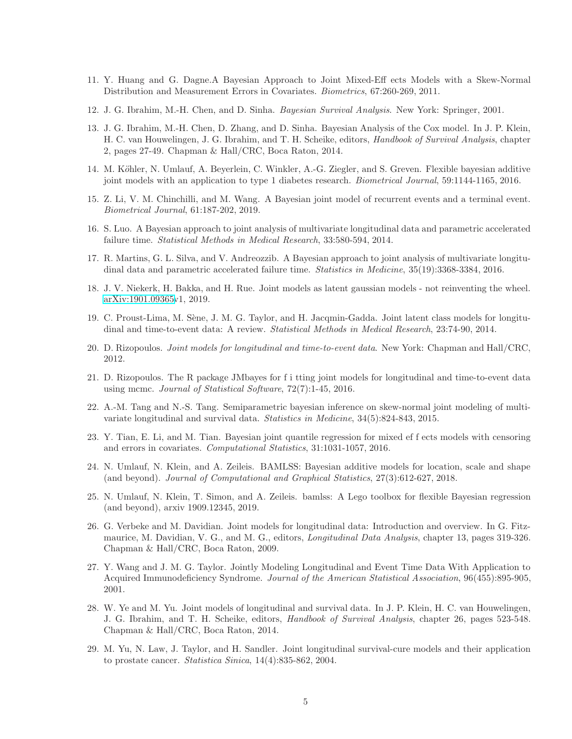11. Y. Huang and G. Dagne.A Bayesian Approach to Joint Mixed-Eff ects Models with a Skew-Normal Distribution and Measurement Errors in Covariates. *Biometrics*, 67:260-269, 2011.

12. J. G. Ibrahim, M.-H. Chen, and D. Sinha. *Bayesian Survival Analysis*. New York: Springer, 2001.

13. J. G. Ibrahim, M.-H. Chen, D. Zhang, and D. Sinha. Bayesian Analysis of the Cox model. In J. P. Klein, H. C. van Houwelingen, J. G. Ibrahim, and T. H. Scheike, editors, *Handbook of Survival Analysis*, chapter 2, pages 27-49. Chapman & Hall/CRC, Boca Raton, 2014.

14. M. Köhler, N. Umlauf, A. Beyerlein, C. Winkler, A.-G. Ziegler, and S. Greven. Flexible bayesian additive joint models with an application to type 1 diabetes research. *Biometrical Journal*, 59:1144-1165, 2016.

15. Z. Li, V. M. Chinchilli, and M. Wang. A Bayesian joint model of recurrent events and a terminal event. *Biometrical Journal*, 61:187-202, 2019.

16. S. Luo. A Bayesian approach to joint analysis of multivariate longitudinal data and parametric accelerated failure time. *Statistical Methods in Medical Research*, 33:580-594, 2014.

17. R. Martins, G. L. Silva, and V. Andreozzib. A Bayesian approach to joint analysis of multivariate longitudinal data and parametric accelerated failure time. *Statistics in Medicine*, 35(19):3368-3384, 2016.

18. J. V. Niekerk, H. Bakka, and H. Rue. Joint models as latent gaussian models - not reinventing the wheel. arXiv:1901.09365v1, 2019.

19. C. Proust-Lima, M. Sène, J. M. G. Taylor, and H. Jacqmin-Gadda. Joint latent class models for longitudinal and time-to-event data: A review. *Statistical Methods in Medical Research*, 23:74-90, 2014.

20. D. Rizopoulos. *Joint models for longitudinal and time-to-event data*. New York: Chapman and Hall/CRC, 2012.

21. D. Rizopoulos. The R package JMbayes for f i tting joint models for longitudinal and time-to-event data using mcmc. *Journal of Statistical Software*, 72(7):1-45, 2016.

22. A.-M. Tang and N.-S. Tang. Semiparametric bayesian inference on skew-normal joint modeling of multivariate longitudinal and survival data. *Statistics in Medicine*, 34(5):824-843, 2015.

23. Y. Tian, E. Li, and M. Tian. Bayesian joint quantile regression for mixed ef f ects models with censoring and errors in covariates. *Computational Statistics*, 31:1031-1057, 2016.

24. N. Umlauf, N. Klein, and A. Zeileis. BAMLSS: Bayesian additive models for location, scale and shape (and beyond). *Journal of Computational and Graphical Statistics*, 27(3):612-627, 2018.

25. N. Umlauf, N. Klein, T. Simon, and A. Zeileis. bamlss: A Lego toolbox for flexible Bayesian regression (and beyond), arxiv 1909.12345, 2019.

26. G. Verbeke and M. Davidian. Joint models for longitudinal data: Introduction and overview. In G. Fitzmaurice, M. Davidian, V. G., and M. G., editors, *Longitudinal Data Analysis*, chapter 13, pages 319-326. Chapman & Hall/CRC, Boca Raton, 2009.

27. Y. Wang and J. M. G. Taylor. Jointly Modeling Longitudinal and Event Time Data With Application to Acquired Immunodeficiency Syndrome. *Journal of the American Statistical Association*, 96(455):895-905, 2001.

28. W. Ye and M. Yu. Joint models of longitudinal and survival data. In J. P. Klein, H. C. van Houwelingen, J. G. Ibrahim, and T. H. Scheike, editors, *Handbook of Survival Analysis*, chapter 26, pages 523-548. Chapman & Hall/CRC, Boca Raton, 2014.

29. M. Yu, N. Law, J. Taylor, and H. Sandler. Joint longitudinal survival-cure models and their application to prostate cancer. *Statistica Sinica*, 14(4):835-862, 2004.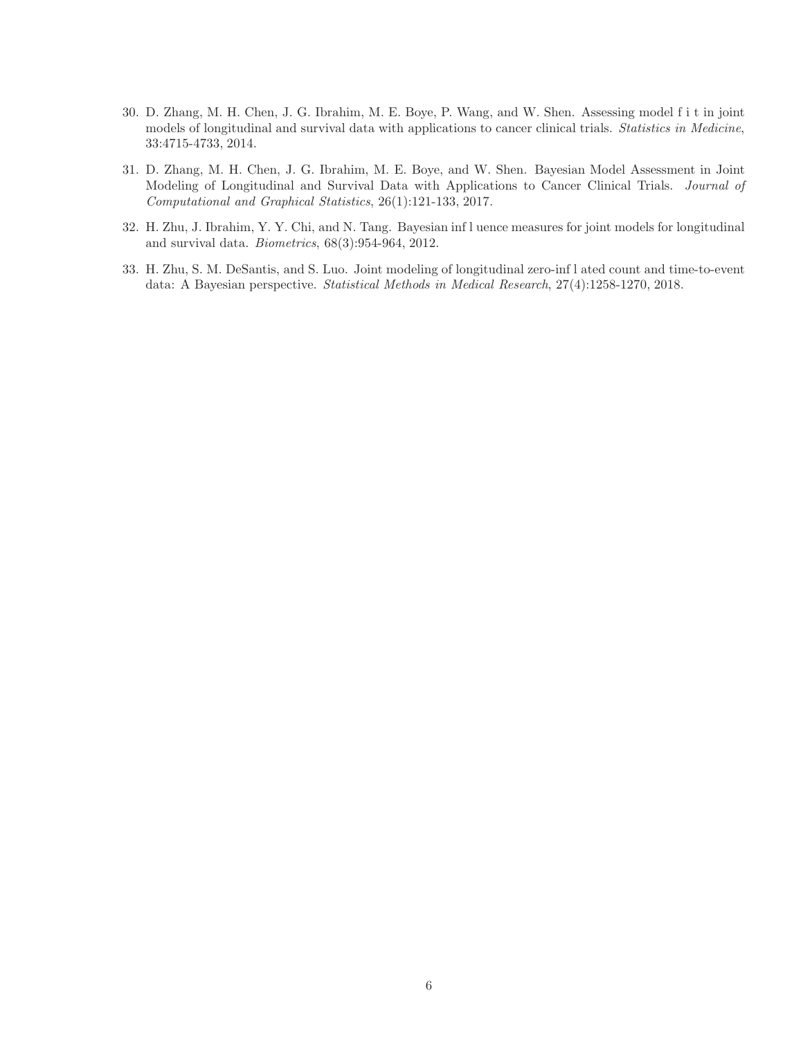30. D. Zhang, M. H. Chen, J. G. Ibrahim, M. E. Boye, P. Wang, and W. Shen. Assessing model f i t in joint models of longitudinal and survival data with applications to cancer clinical trials. *Statistics in Medicine*, 33:4715-4733, 2014.

31. D. Zhang, M. H. Chen, J. G. Ibrahim, M. E. Boye, and W. Shen. Bayesian Model Assessment in Joint Modeling of Longitudinal and Survival Data with Applications to Cancer Clinical Trials. *Journal of Computational and Graphical Statistics*, 26(1):121-133, 2017.

32. H. Zhu, J. Ibrahim, Y. Y. Chi, and N. Tang. Bayesian inf l uence measures for joint models for longitudinal and survival data. *Biometrics*, 68(3):954-964, 2012.

33. H. Zhu, S. M. DeSantis, and S. Luo. Joint modeling of longitudinal zero-inf l ated count and time-to-event data: A Bayesian perspective. *Statistical Methods in Medical Research*, 27(4):1258-1270, 2018.